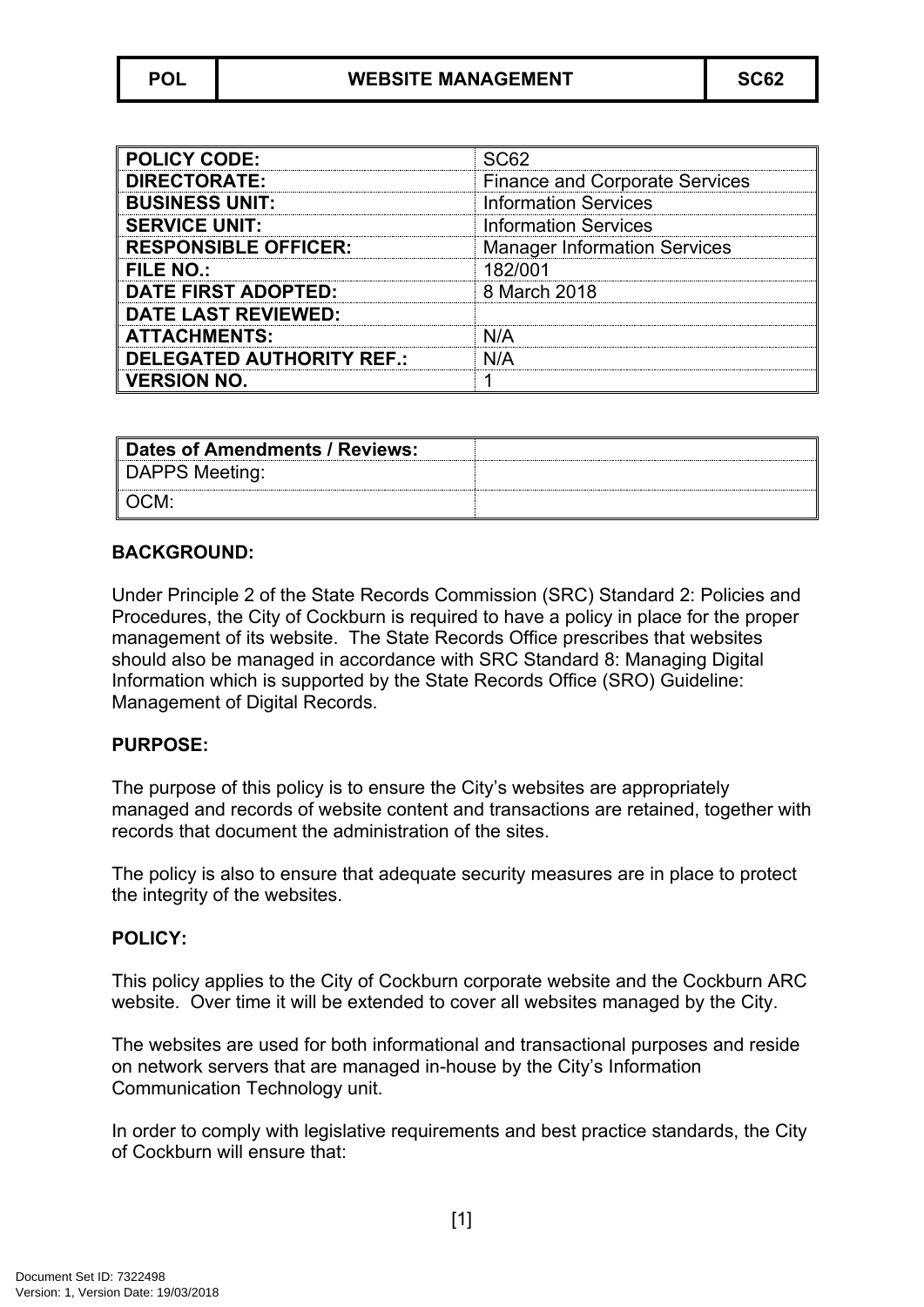| POL | WEBSITE MANAGEMENT | SC62 |
|---|---|---|

| | |
|---|---|
| **POLICY CODE:** | SC62 |
| **DIRECTORATE:** | Finance and Corporate Services |
| **BUSINESS UNIT:** | Information Services |
| **SERVICE UNIT:** | Information Services |
| **RESPONSIBLE OFFICER:** | Manager Information Services |
| **FILE NO.:** | 182/001 |
| **DATE FIRST ADOPTED:** | 8 March 2018 |
| **DATE LAST REVIEWED:** | |
| **ATTACHMENTS:** | N/A |
| **DELEGATED AUTHORITY REF.:** | N/A |
| **VERSION NO.** | 1 |

| **Dates of Amendments / Reviews:** | |
|---|---|
| DAPPS Meeting: | |
| OCM: | |

**BACKGROUND:**

Under Principle 2 of the State Records Commission (SRC) Standard 2: Policies and Procedures, the City of Cockburn is required to have a policy in place for the proper management of its website. The State Records Office prescribes that websites should also be managed in accordance with SRC Standard 8: Managing Digital Information which is supported by the State Records Office (SRO) Guideline: Management of Digital Records.

**PURPOSE:**

The purpose of this policy is to ensure the City's websites are appropriately managed and records of website content and transactions are retained, together with records that document the administration of the sites.

The policy is also to ensure that adequate security measures are in place to protect the integrity of the websites.

**POLICY:**

This policy applies to the City of Cockburn corporate website and the Cockburn ARC website. Over time it will be extended to cover all websites managed by the City.

The websites are used for both informational and transactional purposes and reside on network servers that are managed in-house by the City's Information Communication Technology unit.

In order to comply with legislative requirements and best practice standards, the City of Cockburn will ensure that: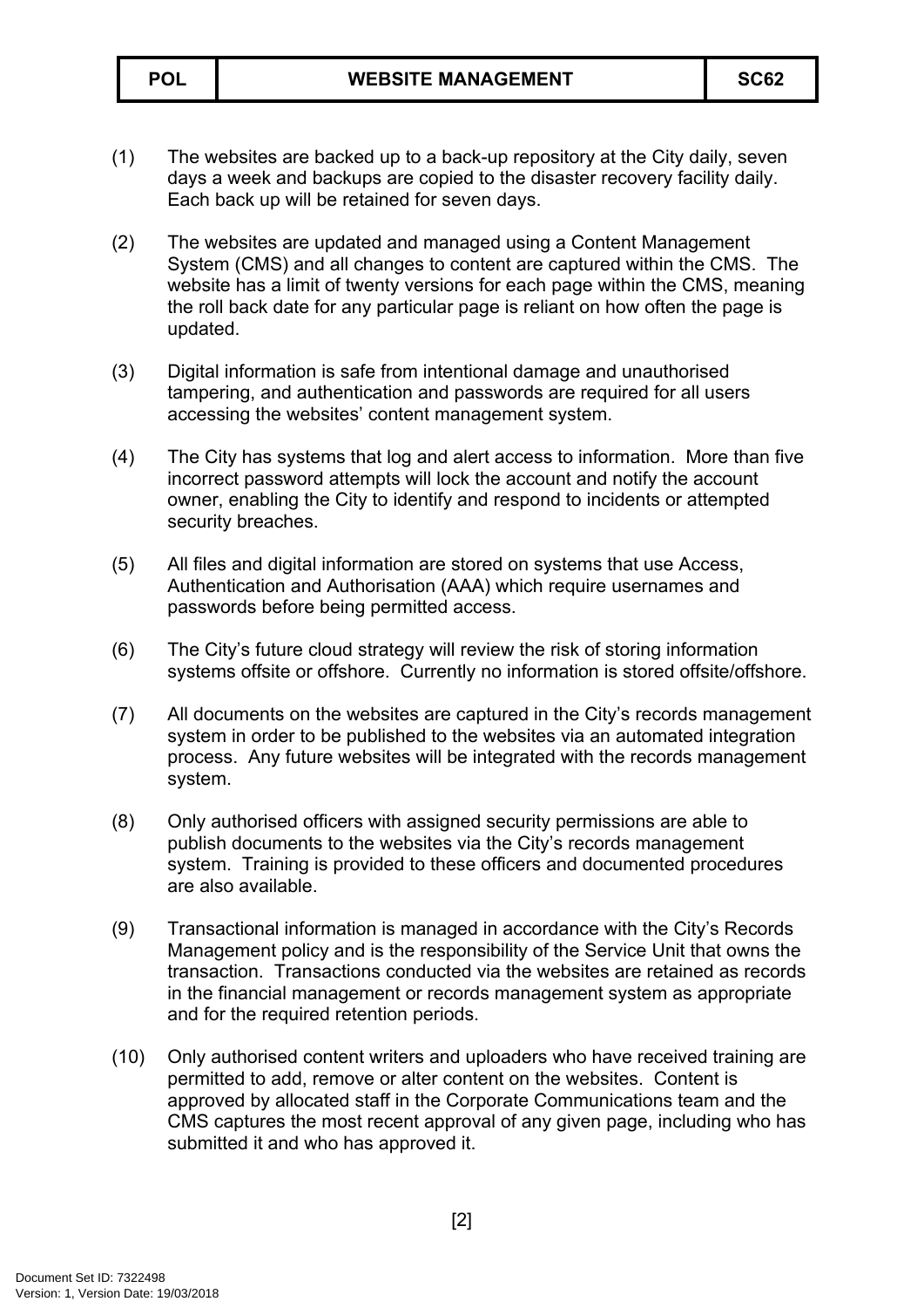(1) The websites are backed up to a back-up repository at the City daily, seven days a week and backups are copied to the disaster recovery facility daily. Each back up will be retained for seven days.

(2) The websites are updated and managed using a Content Management System (CMS) and all changes to content are captured within the CMS. The website has a limit of twenty versions for each page within the CMS, meaning the roll back date for any particular page is reliant on how often the page is updated.

(3) Digital information is safe from intentional damage and unauthorised tampering, and authentication and passwords are required for all users accessing the websites' content management system.

(4) The City has systems that log and alert access to information. More than five incorrect password attempts will lock the account and notify the account owner, enabling the City to identify and respond to incidents or attempted security breaches.

(5) All files and digital information are stored on systems that use Access, Authentication and Authorisation (AAA) which require usernames and passwords before being permitted access.

(6) The City's future cloud strategy will review the risk of storing information systems offsite or offshore. Currently no information is stored offsite/offshore.

(7) All documents on the websites are captured in the City's records management system in order to be published to the websites via an automated integration process. Any future websites will be integrated with the records management system.

(8) Only authorised officers with assigned security permissions are able to publish documents to the websites via the City's records management system. Training is provided to these officers and documented procedures are also available.

(9) Transactional information is managed in accordance with the City's Records Management policy and is the responsibility of the Service Unit that owns the transaction. Transactions conducted via the websites are retained as records in the financial management or records management system as appropriate and for the required retention periods.

(10) Only authorised content writers and uploaders who have received training are permitted to add, remove or alter content on the websites. Content is approved by allocated staff in the Corporate Communications team and the CMS captures the most recent approval of any given page, including who has submitted it and who has approved it.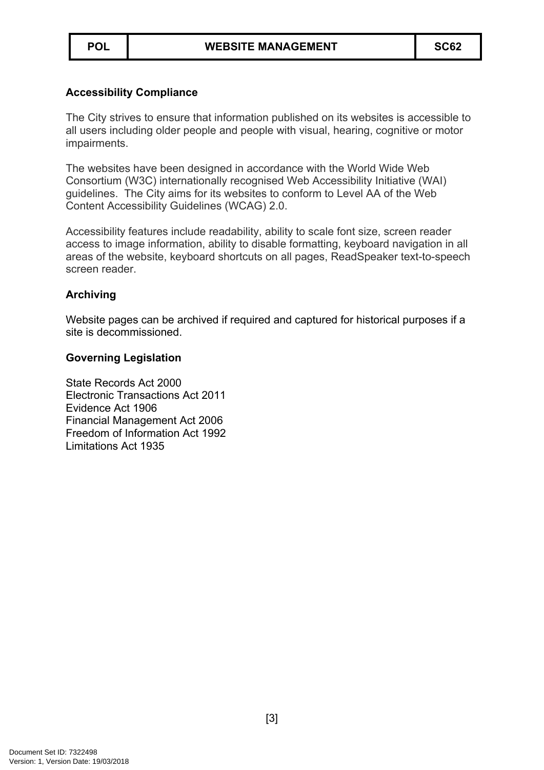### Accessibility Compliance

The City strives to ensure that information published on its websites is accessible to all users including older people and people with visual, hearing, cognitive or motor impairments.

The websites have been designed in accordance with the World Wide Web Consortium (W3C) internationally recognised Web Accessibility Initiative (WAI) guidelines. The City aims for its websites to conform to Level AA of the Web Content Accessibility Guidelines (WCAG) 2.0.

Accessibility features include readability, ability to scale font size, screen reader access to image information, ability to disable formatting, keyboard navigation in all areas of the website, keyboard shortcuts on all pages, ReadSpeaker text-to-speech screen reader.

### Archiving

Website pages can be archived if required and captured for historical purposes if a site is decommissioned.

### Governing Legislation

State Records Act 2000
Electronic Transactions Act 2011
Evidence Act 1906
Financial Management Act 2006
Freedom of Information Act 1992
Limitations Act 1935